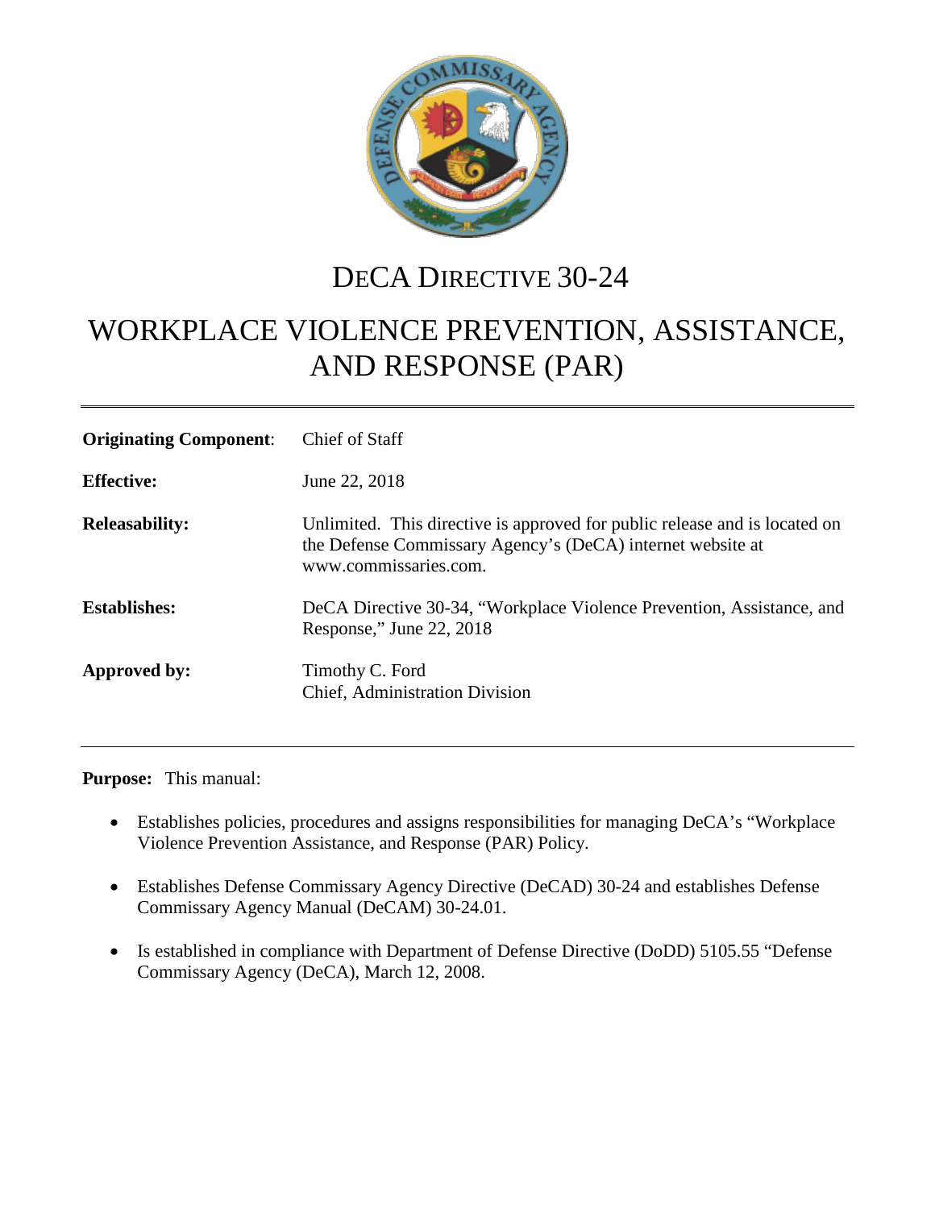# DeCA Directive 30-24

# WORKPLACE VIOLENCE PREVENTION, ASSISTANCE, AND RESPONSE (PAR)

---

**Originating Component**: Chief of Staff

**Effective:** June 22, 2018

**Releasability:** Unlimited. This directive is approved for public release and is located on the Defense Commissary Agency's (DeCA) internet website at www.commissaries.com.

**Establishes:** DeCA Directive 30-34, "Workplace Violence Prevention, Assistance, and Response," June 22, 2018

**Approved by:** Timothy C. Ford
Chief, Administration Division

---

**Purpose:** This manual:

- Establishes policies, procedures and assigns responsibilities for managing DeCA's "Workplace Violence Prevention Assistance, and Response (PAR) Policy.
- Establishes Defense Commissary Agency Directive (DeCAD) 30-24 and establishes Defense Commissary Agency Manual (DeCAM) 30-24.01.
- Is established in compliance with Department of Defense Directive (DoDD) 5105.55 "Defense Commissary Agency (DeCA), March 12, 2008.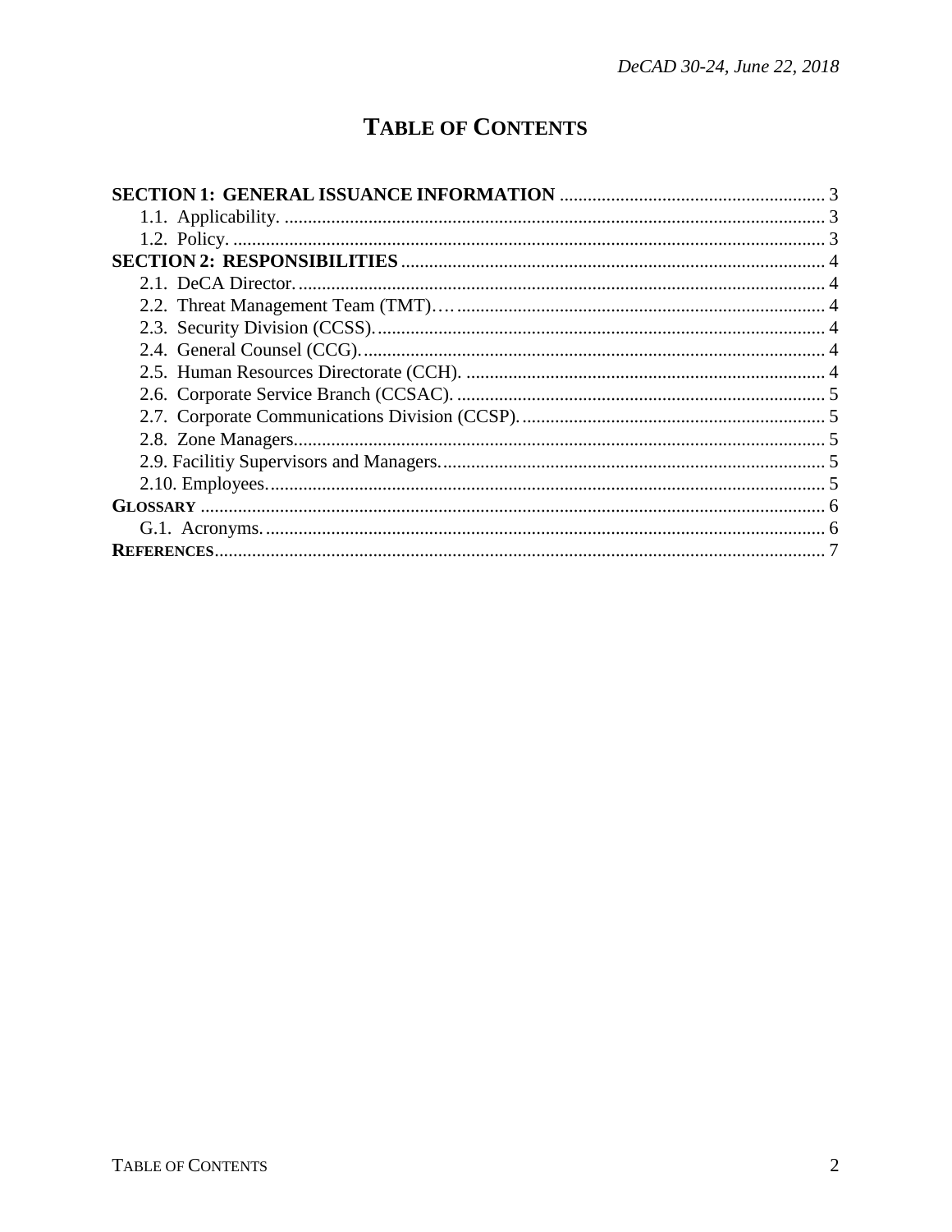# TABLE OF CONTENTS

**SECTION 1: GENERAL ISSUANCE INFORMATION** .......... 3
- 1.1. Applicability. .......... 3
- 1.2. Policy. .......... 3

**SECTION 2: RESPONSIBILITIES** .......... 4
- 2.1. DeCA Director. .......... 4
- 2.2. Threat Management Team (TMT)… .......... 4
- 2.3. Security Division (CCSS). .......... 4
- 2.4. General Counsel (CCG). .......... 4
- 2.5. Human Resources Directorate (CCH). .......... 4
- 2.6. Corporate Service Branch (CCSAC). .......... 5
- 2.7. Corporate Communications Division (CCSP). .......... 5
- 2.8. Zone Managers. .......... 5
- 2.9. Facilitiy Supervisors and Managers. .......... 5
- 2.10. Employees. .......... 5

**GLOSSARY** .......... 6
- G.1. Acronyms. .......... 6

**REFERENCES** .......... 7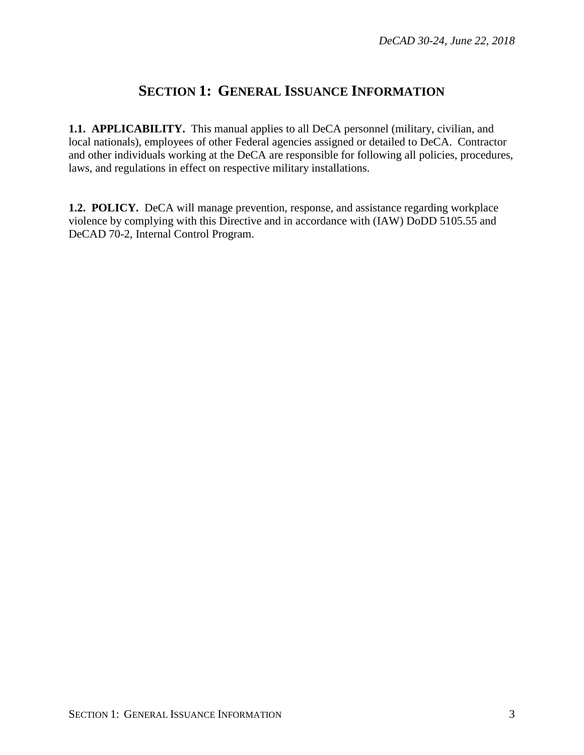# SECTION 1: GENERAL ISSUANCE INFORMATION

**1.1. APPLICABILITY.** This manual applies to all DeCA personnel (military, civilian, and local nationals), employees of other Federal agencies assigned or detailed to DeCA. Contractor and other individuals working at the DeCA are responsible for following all policies, procedures, laws, and regulations in effect on respective military installations.

**1.2. POLICY.** DeCA will manage prevention, response, and assistance regarding workplace violence by complying with this Directive and in accordance with (IAW) DoDD 5105.55 and DeCAD 70-2, Internal Control Program.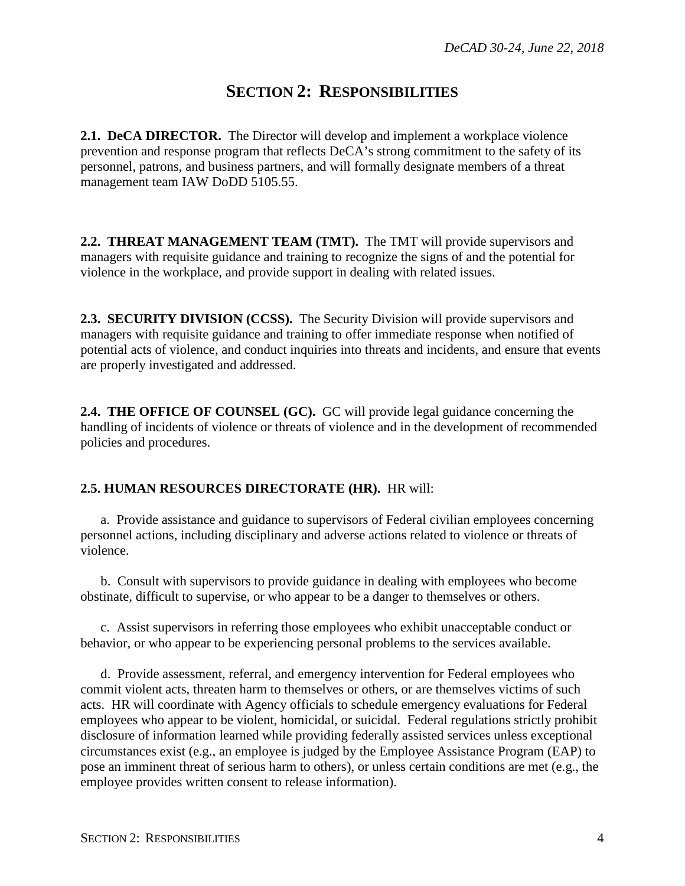# SECTION 2: RESPONSIBILITIES

**2.1. DeCA DIRECTOR.** The Director will develop and implement a workplace violence prevention and response program that reflects DeCA's strong commitment to the safety of its personnel, patrons, and business partners, and will formally designate members of a threat management team IAW DoDD 5105.55.

**2.2. THREAT MANAGEMENT TEAM (TMT).** The TMT will provide supervisors and managers with requisite guidance and training to recognize the signs of and the potential for violence in the workplace, and provide support in dealing with related issues.

**2.3. SECURITY DIVISION (CCSS).** The Security Division will provide supervisors and managers with requisite guidance and training to offer immediate response when notified of potential acts of violence, and conduct inquiries into threats and incidents, and ensure that events are properly investigated and addressed.

**2.4. THE OFFICE OF COUNSEL (GC).** GC will provide legal guidance concerning the handling of incidents of violence or threats of violence and in the development of recommended policies and procedures.

**2.5. HUMAN RESOURCES DIRECTORATE (HR).** HR will:

a. Provide assistance and guidance to supervisors of Federal civilian employees concerning personnel actions, including disciplinary and adverse actions related to violence or threats of violence.

b. Consult with supervisors to provide guidance in dealing with employees who become obstinate, difficult to supervise, or who appear to be a danger to themselves or others.

c. Assist supervisors in referring those employees who exhibit unacceptable conduct or behavior, or who appear to be experiencing personal problems to the services available.

d. Provide assessment, referral, and emergency intervention for Federal employees who commit violent acts, threaten harm to themselves or others, or are themselves victims of such acts. HR will coordinate with Agency officials to schedule emergency evaluations for Federal employees who appear to be violent, homicidal, or suicidal. Federal regulations strictly prohibit disclosure of information learned while providing federally assisted services unless exceptional circumstances exist (e.g., an employee is judged by the Employee Assistance Program (EAP) to pose an imminent threat of serious harm to others), or unless certain conditions are met (e.g., the employee provides written consent to release information).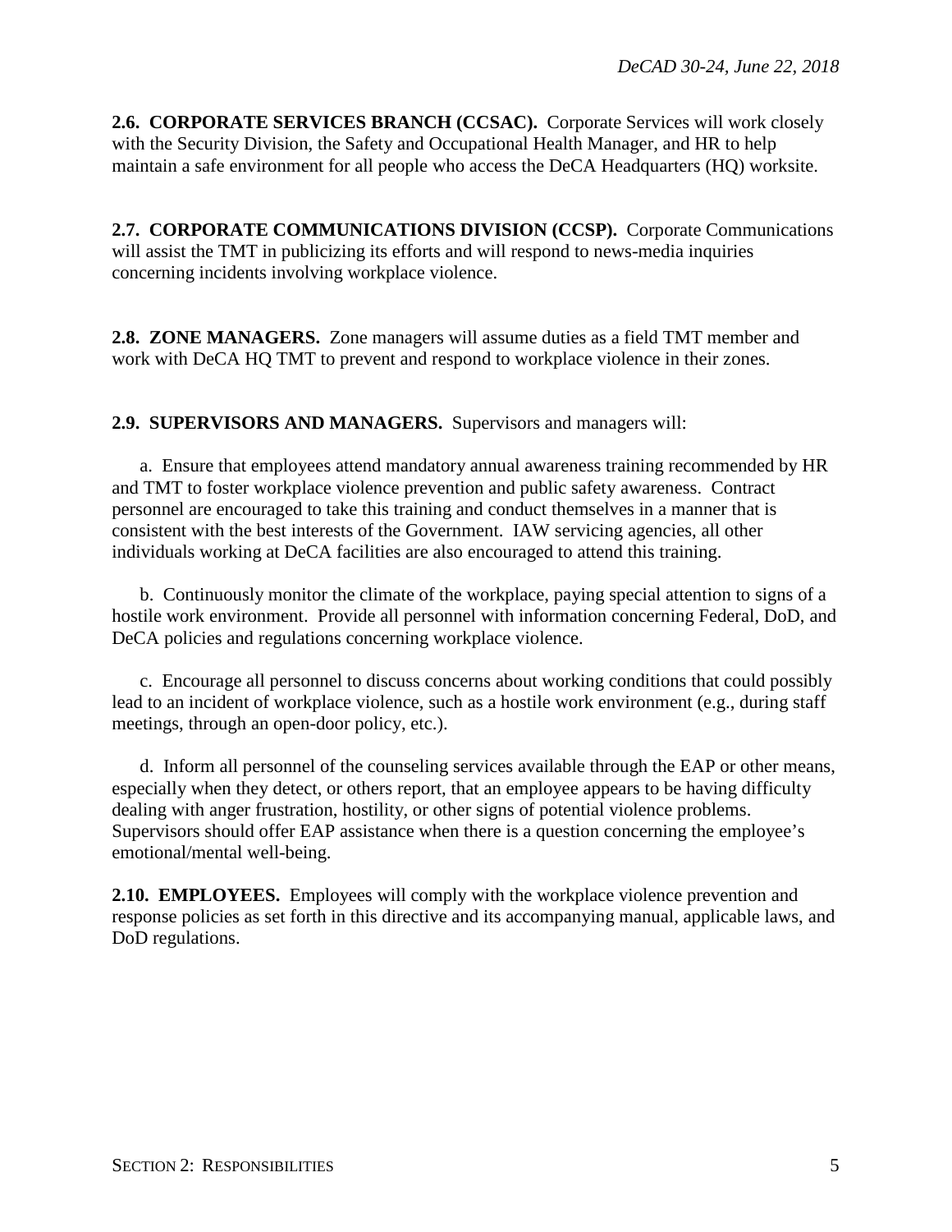**2.6. CORPORATE SERVICES BRANCH (CCSAC).** Corporate Services will work closely with the Security Division, the Safety and Occupational Health Manager, and HR to help maintain a safe environment for all people who access the DeCA Headquarters (HQ) worksite.

**2.7. CORPORATE COMMUNICATIONS DIVISION (CCSP).** Corporate Communications will assist the TMT in publicizing its efforts and will respond to news-media inquiries concerning incidents involving workplace violence.

**2.8. ZONE MANAGERS.** Zone managers will assume duties as a field TMT member and work with DeCA HQ TMT to prevent and respond to workplace violence in their zones.

**2.9. SUPERVISORS AND MANAGERS.** Supervisors and managers will:

a. Ensure that employees attend mandatory annual awareness training recommended by HR and TMT to foster workplace violence prevention and public safety awareness. Contract personnel are encouraged to take this training and conduct themselves in a manner that is consistent with the best interests of the Government. IAW servicing agencies, all other individuals working at DeCA facilities are also encouraged to attend this training.

b. Continuously monitor the climate of the workplace, paying special attention to signs of a hostile work environment. Provide all personnel with information concerning Federal, DoD, and DeCA policies and regulations concerning workplace violence.

c. Encourage all personnel to discuss concerns about working conditions that could possibly lead to an incident of workplace violence, such as a hostile work environment (e.g., during staff meetings, through an open-door policy, etc.).

d. Inform all personnel of the counseling services available through the EAP or other means, especially when they detect, or others report, that an employee appears to be having difficulty dealing with anger frustration, hostility, or other signs of potential violence problems. Supervisors should offer EAP assistance when there is a question concerning the employee's emotional/mental well-being.

**2.10. EMPLOYEES.** Employees will comply with the workplace violence prevention and response policies as set forth in this directive and its accompanying manual, applicable laws, and DoD regulations.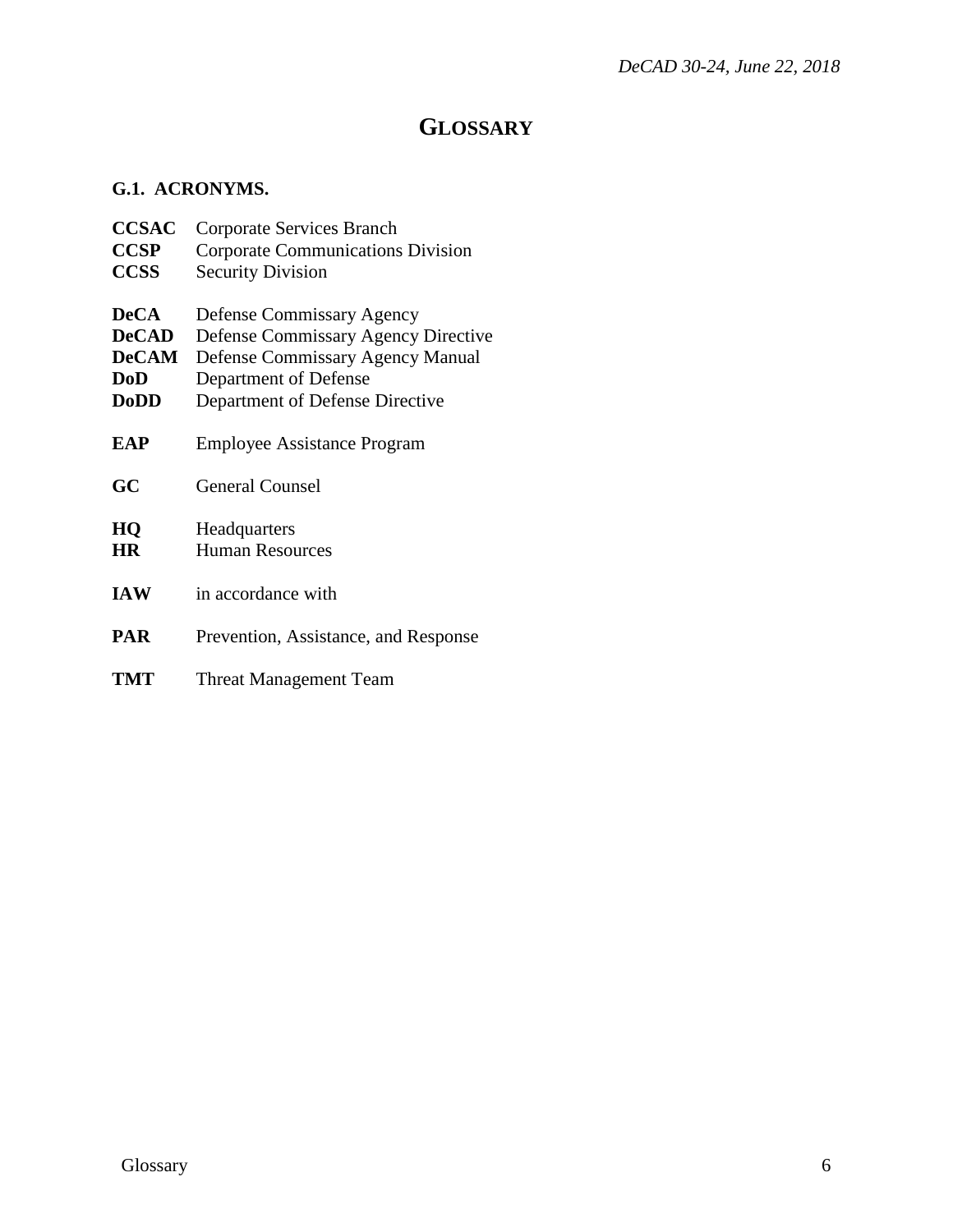# GLOSSARY

## G.1. ACRONYMS.

**CCSAC** Corporate Services Branch
**CCSP** Corporate Communications Division
**CCSS** Security Division

**DeCA** Defense Commissary Agency
**DeCAD** Defense Commissary Agency Directive
**DeCAM** Defense Commissary Agency Manual
**DoD** Department of Defense
**DoDD** Department of Defense Directive

**EAP** Employee Assistance Program

**GC** General Counsel

**HQ** Headquarters
**HR** Human Resources

**IAW** in accordance with

**PAR** Prevention, Assistance, and Response

**TMT** Threat Management Team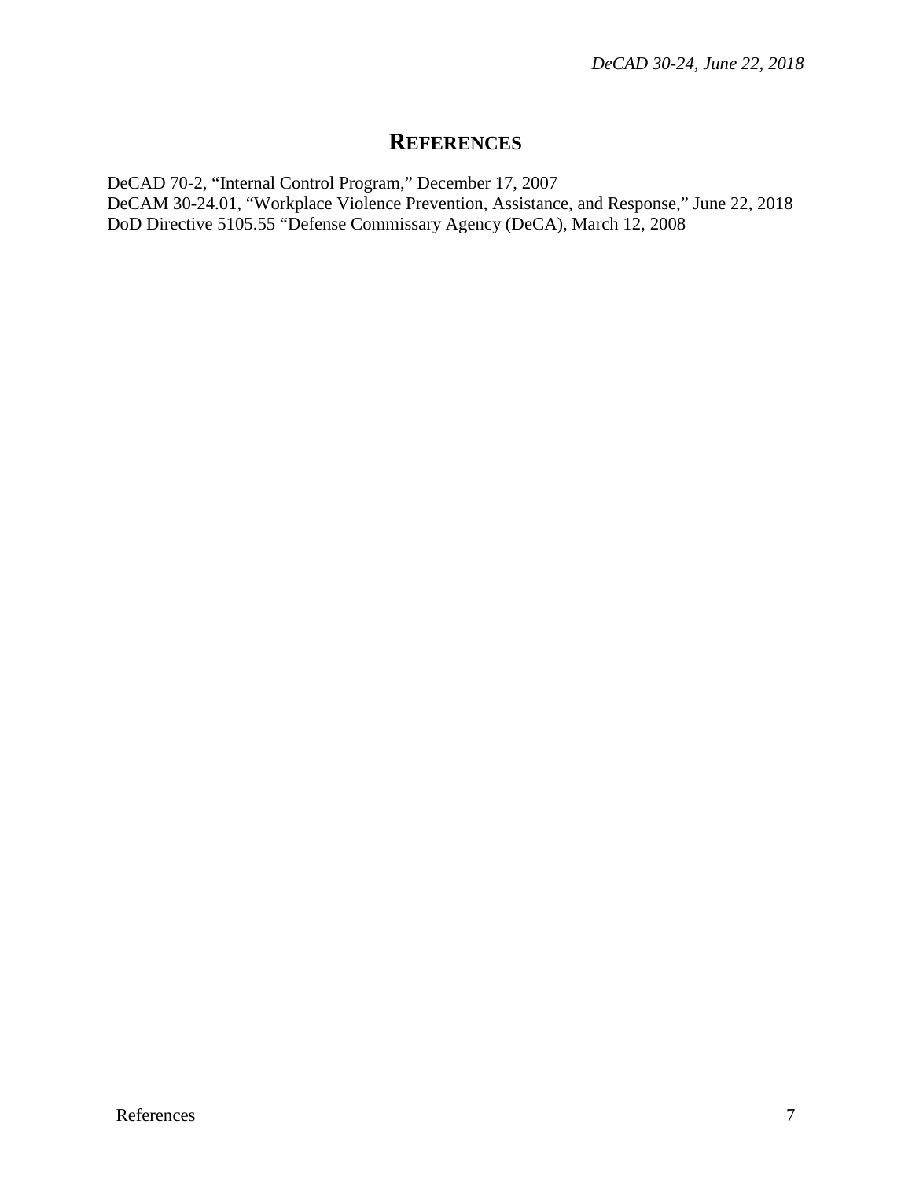# REFERENCES

DeCAD 70-2, "Internal Control Program," December 17, 2007
DeCAM 30-24.01, "Workplace Violence Prevention, Assistance, and Response," June 22, 2018
DoD Directive 5105.55 "Defense Commissary Agency (DeCA), March 12, 2008